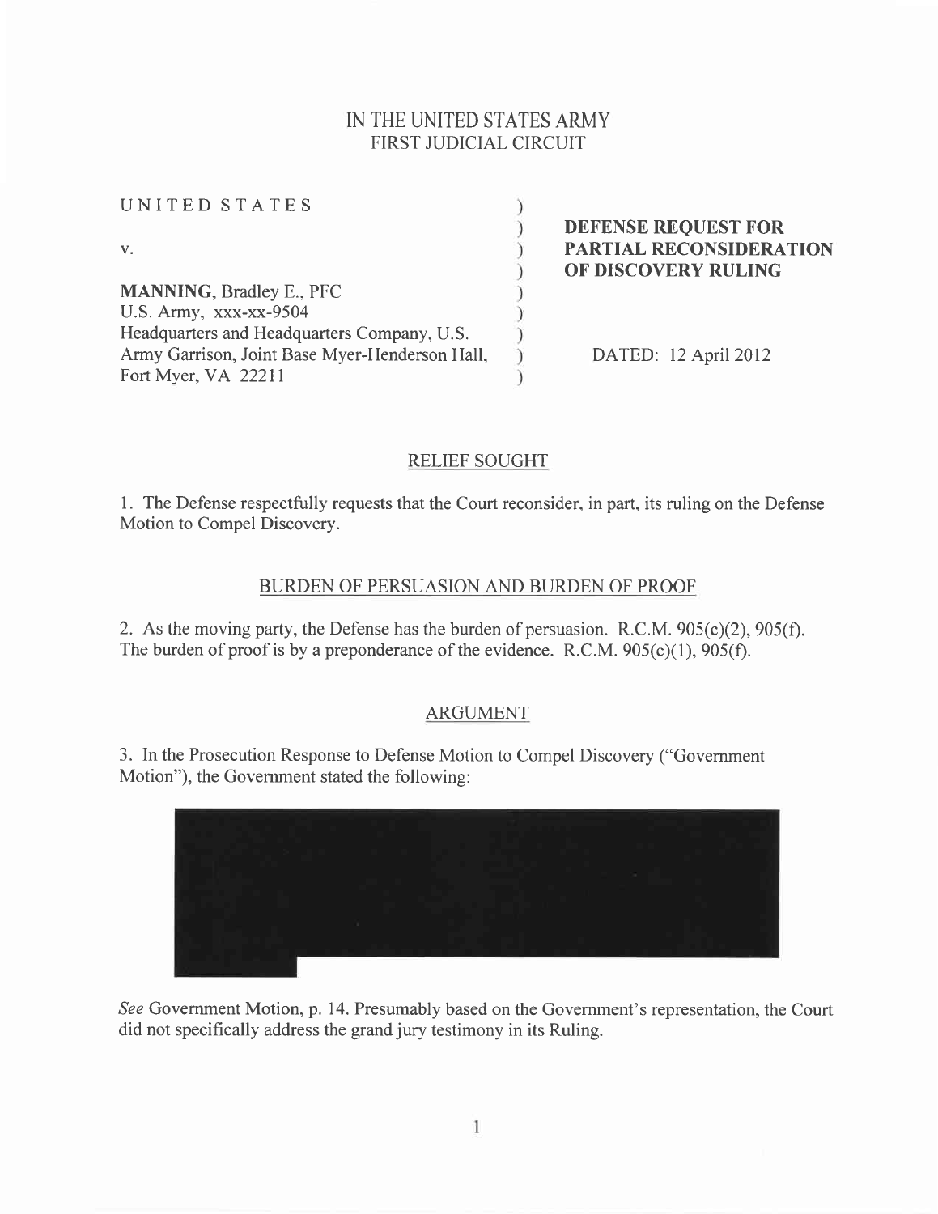IN THE UNITED STATES ARMY
FIRST JUDICIAL CIRCUIT

| | |
|---|---|
| UNITED STATES<br><br>v.<br><br>**MANNING**, Bradley E., PFC<br>U.S. Army, xxx-xx-9504<br>Headquarters and Headquarters Company, U.S. Army Garrison, Joint Base Myer-Henderson Hall, Fort Myer, VA 22211 | **DEFENSE REQUEST FOR PARTIAL RECONSIDERATION OF DISCOVERY RULING**<br><br>DATED: 12 April 2012 |

## RELIEF SOUGHT

1. The Defense respectfully requests that the Court reconsider, in part, its ruling on the Defense Motion to Compel Discovery.

## BURDEN OF PERSUASION AND BURDEN OF PROOF

2. As the moving party, the Defense has the burden of persuasion. R.C.M. 905(c)(2), 905(f). The burden of proof is by a preponderance of the evidence. R.C.M. 905(c)(1), 905(f).

## ARGUMENT

3. In the Prosecution Response to Defense Motion to Compel Discovery ("Government Motion"), the Government stated the following:

[REDACTED]

*See* Government Motion, p. 14. Presumably based on the Government's representation, the Court did not specifically address the grand jury testimony in its Ruling.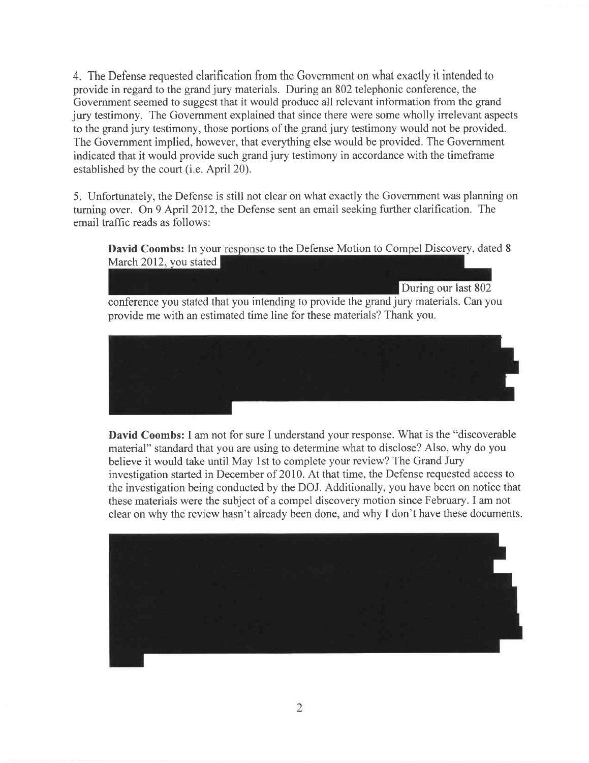4. The Defense requested clarification from the Government on what exactly it intended to provide in regard to the grand jury materials. During an 802 telephonic conference, the Government seemed to suggest that it would produce all relevant information from the grand jury testimony. The Government explained that since there were some wholly irrelevant aspects to the grand jury testimony, those portions of the grand jury testimony would not be provided. The Government implied, however, that everything else would be provided. The Government indicated that it would provide such grand jury testimony in accordance with the timeframe established by the court (i.e. April 20).

5. Unfortunately, the Defense is still not clear on what exactly the Government was planning on turning over. On 9 April 2012, the Defense sent an email seeking further clarification. The email traffic reads as follows:

> **David Coombs:** In your response to the Defense Motion to Compel Discovery, dated 8 March 2012, you stated [REDACTED] During our last 802 conference you stated that you intending to provide the grand jury materials. Can you provide me with an estimated time line for these materials? Thank you.
>
> [REDACTED]
>
> **David Coombs:** I am not for sure I understand your response. What is the "discoverable material" standard that you are using to determine what to disclose? Also, why do you believe it would take until May 1st to complete your review? The Grand Jury investigation started in December of 2010. At that time, the Defense requested access to the investigation being conducted by the DOJ. Additionally, you have been on notice that these materials were the subject of a compel discovery motion since February. I am not clear on why the review hasn't already been done, and why I don't have these documents.
>
> [REDACTED]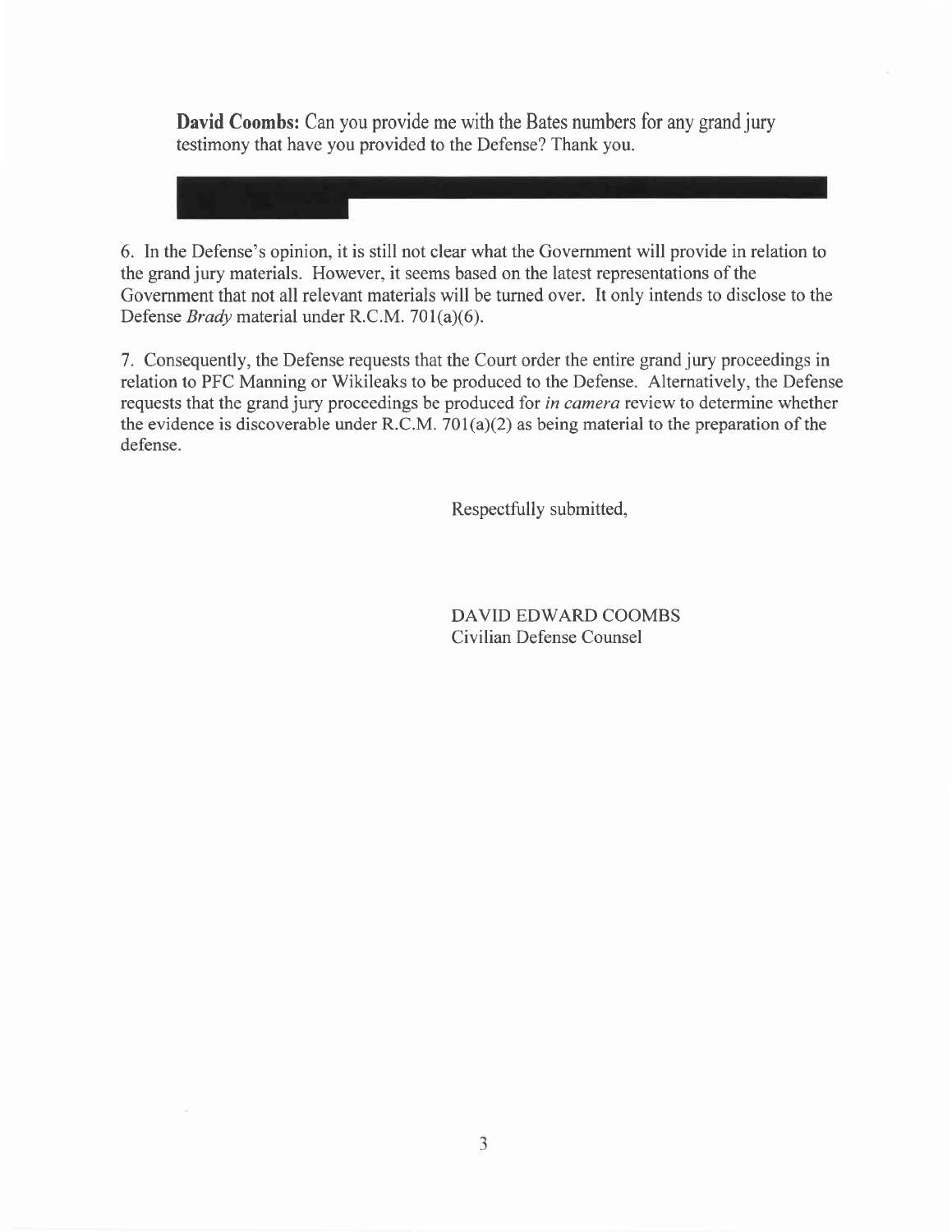**David Coombs:** Can you provide me with the Bates numbers for any grand jury testimony that have you provided to the Defense? Thank you.

6. In the Defense's opinion, it is still not clear what the Government will provide in relation to the grand jury materials. However, it seems based on the latest representations of the Government that not all relevant materials will be turned over. It only intends to disclose to the Defense *Brady* material under R.C.M. 701(a)(6).

7. Consequently, the Defense requests that the Court order the entire grand jury proceedings in relation to PFC Manning or Wikileaks to be produced to the Defense. Alternatively, the Defense requests that the grand jury proceedings be produced for *in camera* review to determine whether the evidence is discoverable under R.C.M. 701(a)(2) as being material to the preparation of the defense.

Respectfully submitted,

DAVID EDWARD COOMBS
Civilian Defense Counsel